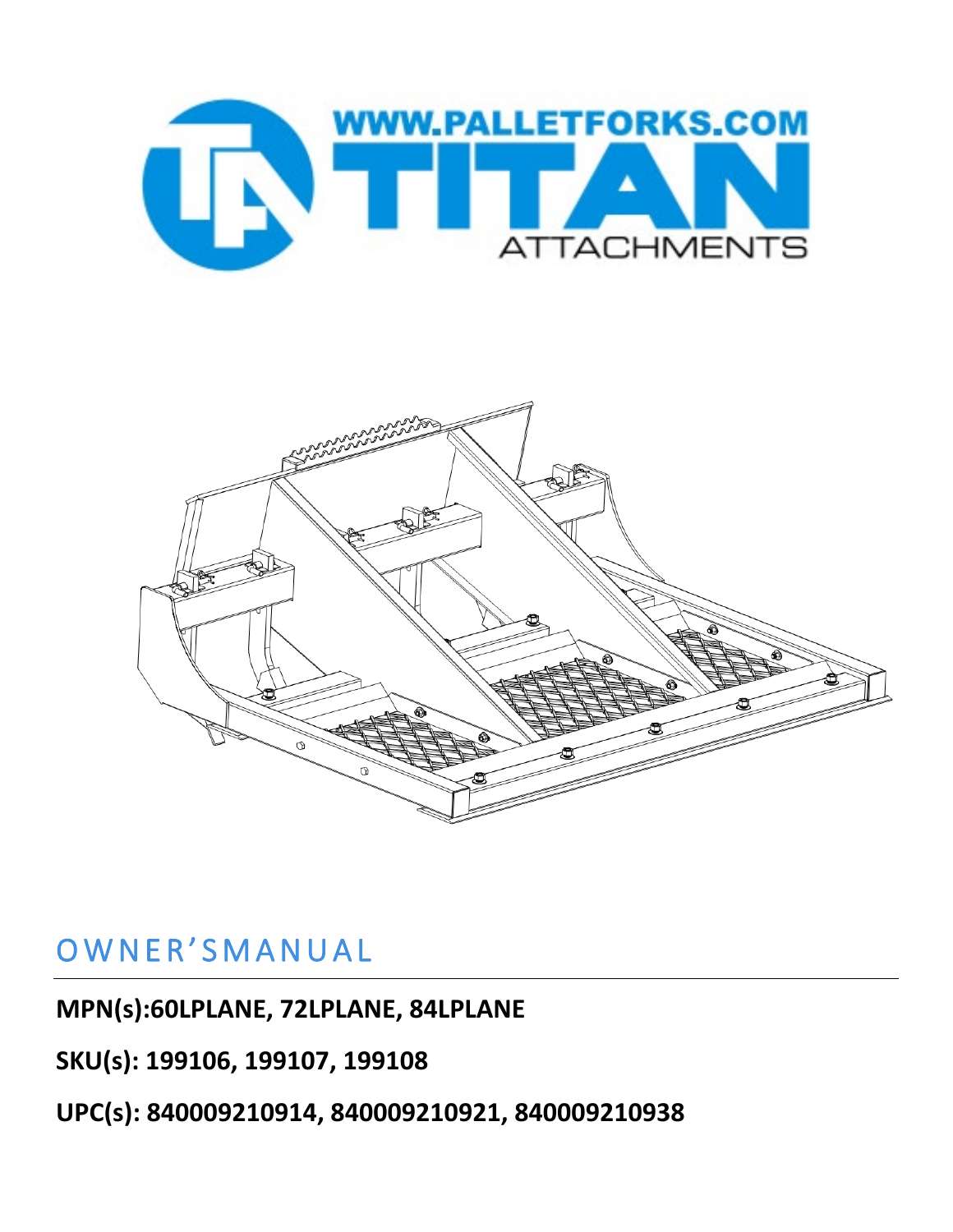# OWNER'S MANUAL

**MPN(s):60LPLANE, 72LPLANE, 84LPLANE**

**SKU(s): 199106, 199107, 199108**

**UPC(s): 840009210914, 840009210921, 840009210938**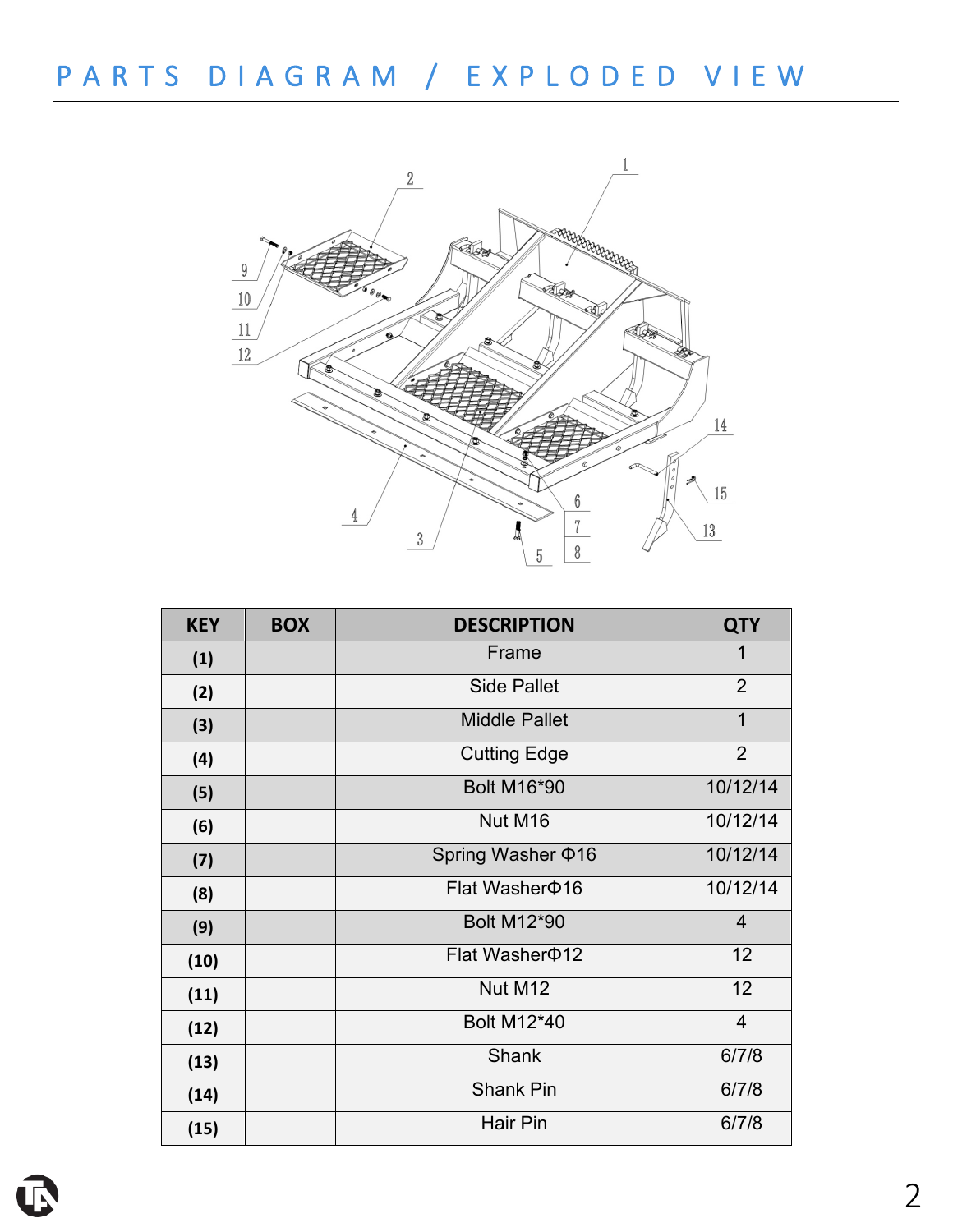# PARTS DIAGRAM / EXPLODED VIEW

| KEY | BOX | DESCRIPTION | QTY |
|---|---|---|---|
| **(1)** | | Frame | 1 |
| **(2)** | | Side Pallet | 2 |
| **(3)** | | Middle Pallet | 1 |
| **(4)** | | Cutting Edge | 2 |
| **(5)** | | Bolt M16*90 | 10/12/14 |
| **(6)** | | Nut M16 | 10/12/14 |
| **(7)** | | Spring Washer Φ16 | 10/12/14 |
| **(8)** | | Flat WasherΦ16 | 10/12/14 |
| **(9)** | | Bolt M12*90 | 4 |
| **(10)** | | Flat WasherΦ12 | 12 |
| **(11)** | | Nut M12 | 12 |
| **(12)** | | Bolt M12*40 | 4 |
| **(13)** | | Shank | 6/7/8 |
| **(14)** | | Shank Pin | 6/7/8 |
| **(15)** | | Hair Pin | 6/7/8 |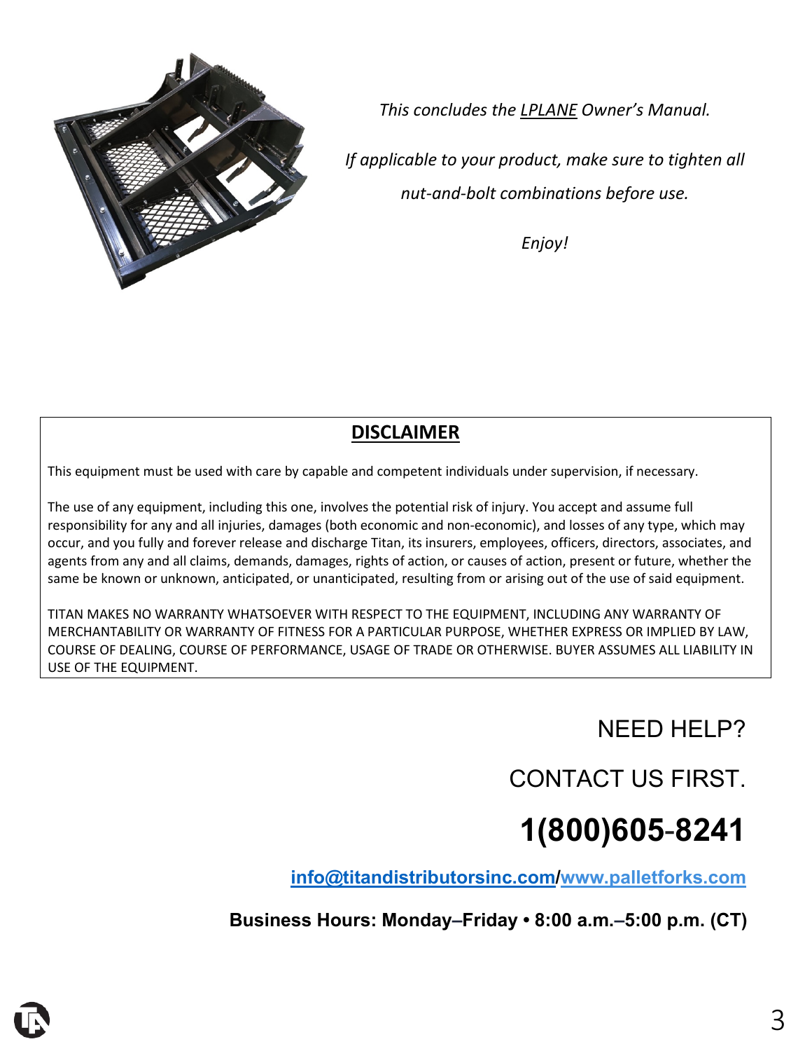*This concludes the LPLANE Owner's Manual.*

*If applicable to your product, make sure to tighten all nut-and-bolt combinations before use.*

*Enjoy!*

## DISCLAIMER

This equipment must be used with care by capable and competent individuals under supervision, if necessary.

The use of any equipment, including this one, involves the potential risk of injury. You accept and assume full responsibility for any and all injuries, damages (both economic and non-economic), and losses of any type, which may occur, and you fully and forever release and discharge Titan, its insurers, employees, officers, directors, associates, and agents from any and all claims, demands, damages, rights of action, or causes of action, present or future, whether the same be known or unknown, anticipated, or unanticipated, resulting from or arising out of the use of said equipment.

TITAN MAKES NO WARRANTY WHATSOEVER WITH RESPECT TO THE EQUIPMENT, INCLUDING ANY WARRANTY OF MERCHANTABILITY OR WARRANTY OF FITNESS FOR A PARTICULAR PURPOSE, WHETHER EXPRESS OR IMPLIED BY LAW, COURSE OF DEALING, COURSE OF PERFORMANCE, USAGE OF TRADE OR OTHERWISE. BUYER ASSUMES ALL LIABILITY IN USE OF THE EQUIPMENT.

NEED HELP?

CONTACT US FIRST.

**1(800)605-8241**

**info@titandistributorsinc.com/www.palletforks.com**

**Business Hours: Monday–Friday • 8:00 a.m.–5:00 p.m. (CT)**